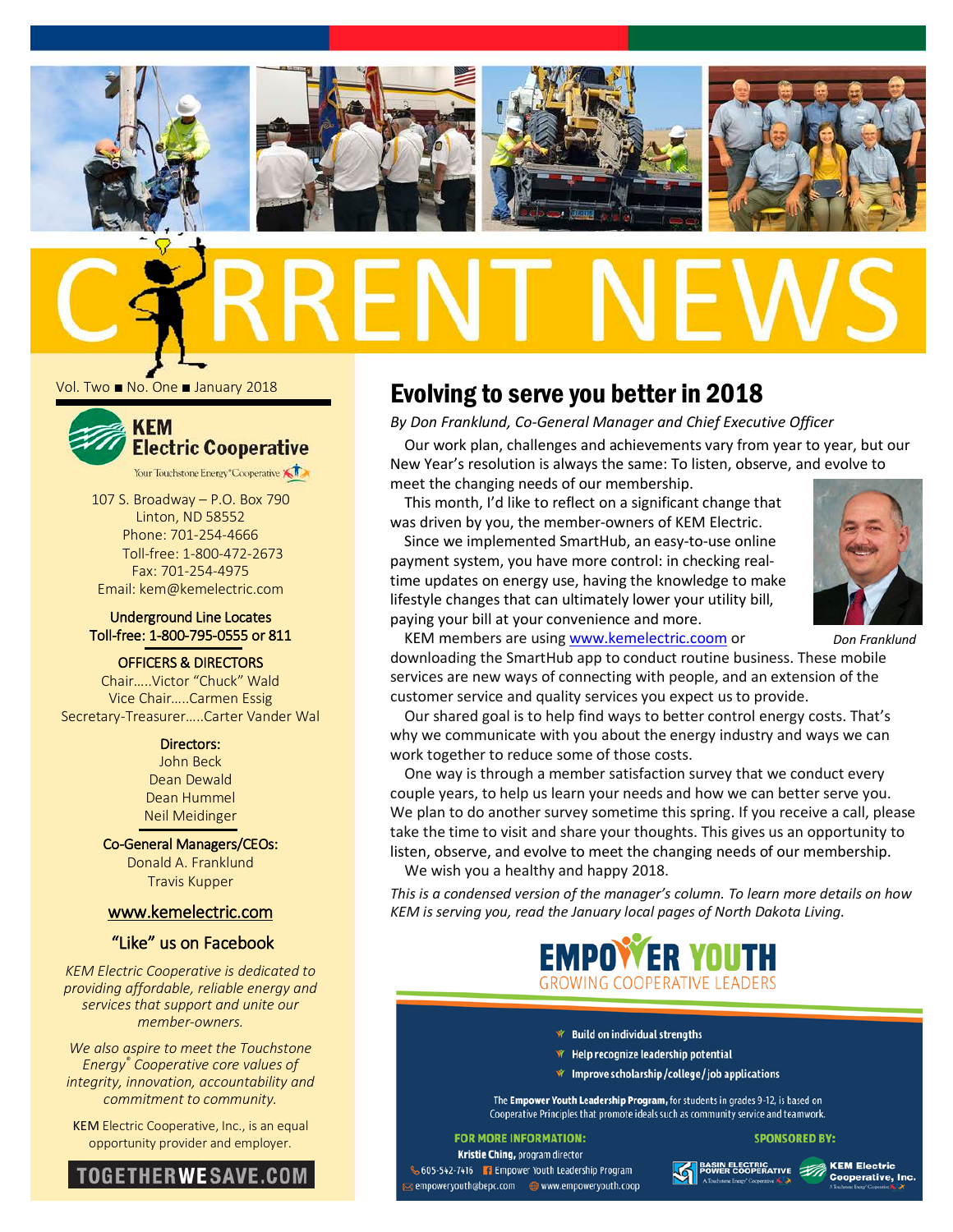# CURRENT NEWS

Vol. Two ■ No. One ■ January 2018

**KEM Electric Cooperative**

Your Touchstone Energy® Cooperative

107 S. Broadway – P.O. Box 790
Linton, ND 58552
Phone: 701-254-4666
Toll-free: 1-800-472-2673
Fax: 701-254-4975
Email: kem@kemelectric.com

Underground Line Locates
Toll-free: 1-800-795-0555 or 811

OFFICERS & DIRECTORS
Chair.....Victor "Chuck" Wald
Vice Chair.....Carmen Essig
Secretary-Treasurer.....Carter Vander Wal

Directors:
John Beck
Dean Dewald
Dean Hummel
Neil Meidinger

Co-General Managers/CEOs:
Donald A. Franklund
Travis Kupper

www.kemelectric.com

"Like" us on Facebook

*KEM Electric Cooperative is dedicated to providing affordable, reliable energy and services that support and unite our member-owners.*

*We also aspire to meet the Touchstone Energy® Cooperative core values of integrity, innovation, accountability and commitment to community.*

KEM Electric Cooperative, Inc., is an equal opportunity provider and employer.

TOGETHERWESAVE.COM

## Evolving to serve you better in 2018

*By Don Franklund, Co-General Manager and Chief Executive Officer*

Our work plan, challenges and achievements vary from year to year, but our New Year's resolution is always the same: To listen, observe, and evolve to meet the changing needs of our membership.

This month, I'd like to reflect on a significant change that was driven by you, the member-owners of KEM Electric.

Since we implemented SmartHub, an easy-to-use online payment system, you have more control: in checking real-time updates on energy use, having the knowledge to make lifestyle changes that can ultimately lower your utility bill, paying your bill at your convenience and more.

*Don Franklund*

KEM members are using www.kemelectric.coom or downloading the SmartHub app to conduct routine business. These mobile services are new ways of connecting with people, and an extension of the customer service and quality services you expect us to provide.

Our shared goal is to help find ways to better control energy costs. That's why we communicate with you about the energy industry and ways we can work together to reduce some of those costs.

One way is through a member satisfaction survey that we conduct every couple years, to help us learn your needs and how we can better serve you. We plan to do another survey sometime this spring. If you receive a call, please take the time to visit and share your thoughts. This gives us an opportunity to listen, observe, and evolve to meet the changing needs of our membership.

We wish you a healthy and happy 2018.

*This is a condensed version of the manager's column. To learn more details on how KEM is serving you, read the January local pages of North Dakota Living.*

## EMPOWER YOUTH
GROWING COOPERATIVE LEADERS

- Build on individual strengths
- Help recognize leadership potential
- Improve scholarship/college/job applications

The **Empower Youth Leadership Program,** for students in grades 9-12, is based on Cooperative Principles that promote ideals such as community service and teamwork.

**FOR MORE INFORMATION:**
**Kristie Ching,** program director
605-542-7416 | Empower Youth Leadership Program
empoweryouth@bepc.com | www.empoweryouth.coop

**SPONSORED BY:** Basin Electric Power Cooperative, KEM Electric Cooperative, Inc.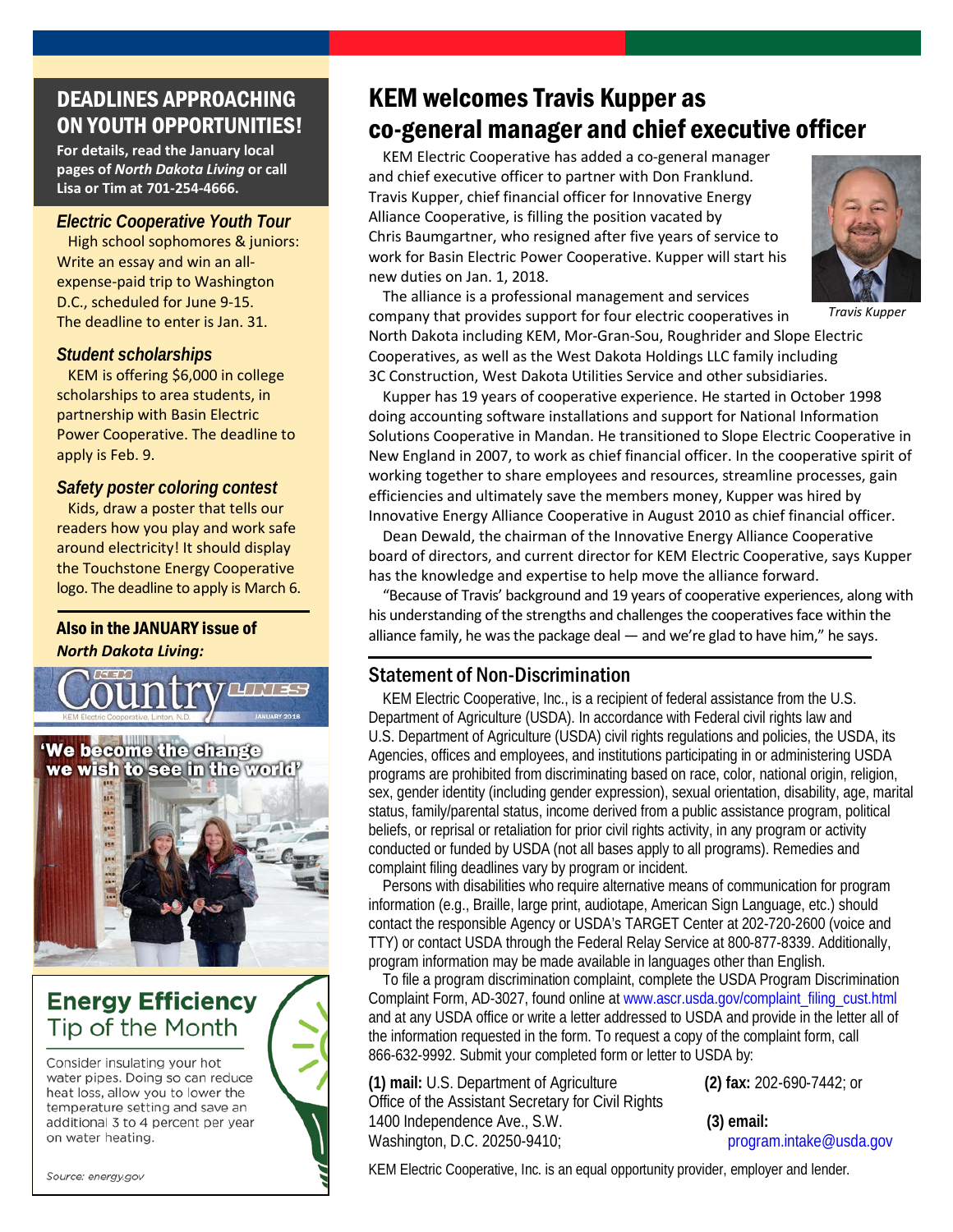## DEADLINES APPROACHING ON YOUTH OPPORTUNITIES!

**For details, read the January local pages of *North Dakota Living* or call Lisa or Tim at 701-254-4666.**

### *Electric Cooperative Youth Tour*

High school sophomores & juniors: Write an essay and win an all-expense-paid trip to Washington D.C., scheduled for June 9-15. The deadline to enter is Jan. 31.

### *Student scholarships*

KEM is offering $6,000 in college scholarships to area students, in partnership with Basin Electric Power Cooperative. The deadline to apply is Feb. 9.

### *Safety poster coloring contest*

Kids, draw a poster that tells our readers how you play and work safe around electricity! It should display the Touchstone Energy Cooperative logo. The deadline to apply is March 6.

**Also in the JANUARY issue of *North Dakota Living:***

KEM Country LINES
KEM Electric Cooperative, Linton, N.D. JANUARY 2018

'We become the change we wish to see in the world'

## Energy Efficiency Tip of the Month

Consider insulating your hot water pipes. Doing so can reduce heat loss, allow you to lower the temperature setting and save an additional 3 to 4 percent per year on water heating.

Source: energy.gov

# KEM welcomes Travis Kupper as co-general manager and chief executive officer

KEM Electric Cooperative has added a co-general manager and chief executive officer to partner with Don Franklund. Travis Kupper, chief financial officer for Innovative Energy Alliance Cooperative, is filling the position vacated by Chris Baumgartner, who resigned after five years of service to work for Basin Electric Power Cooperative. Kupper will start his new duties on Jan. 1, 2018.

*Travis Kupper*

The alliance is a professional management and services company that provides support for four electric cooperatives in North Dakota including KEM, Mor-Gran-Sou, Roughrider and Slope Electric Cooperatives, as well as the West Dakota Holdings LLC family including 3C Construction, West Dakota Utilities Service and other subsidiaries.

Kupper has 19 years of cooperative experience. He started in October 1998 doing accounting software installations and support for National Information Solutions Cooperative in Mandan. He transitioned to Slope Electric Cooperative in New England in 2007, to work as chief financial officer. In the cooperative spirit of working together to share employees and resources, streamline processes, gain efficiencies and ultimately save the members money, Kupper was hired by Innovative Energy Alliance Cooperative in August 2010 as chief financial officer.

Dean Dewald, the chairman of the Innovative Energy Alliance Cooperative board of directors, and current director for KEM Electric Cooperative, says Kupper has the knowledge and expertise to help move the alliance forward.

"Because of Travis' background and 19 years of cooperative experiences, along with his understanding of the strengths and challenges the cooperatives face within the alliance family, he was the package deal — and we're glad to have him," he says.

## Statement of Non-Discrimination

KEM Electric Cooperative, Inc., is a recipient of federal assistance from the U.S. Department of Agriculture (USDA). In accordance with Federal civil rights law and U.S. Department of Agriculture (USDA) civil rights regulations and policies, the USDA, its Agencies, offices and employees, and institutions participating in or administering USDA programs are prohibited from discriminating based on race, color, national origin, religion, sex, gender identity (including gender expression), sexual orientation, disability, age, marital status, family/parental status, income derived from a public assistance program, political beliefs, or reprisal or retaliation for prior civil rights activity, in any program or activity conducted or funded by USDA (not all bases apply to all programs). Remedies and complaint filing deadlines vary by program or incident.

Persons with disabilities who require alternative means of communication for program information (e.g., Braille, large print, audiotape, American Sign Language, etc.) should contact the responsible Agency or USDA's TARGET Center at 202-720-2600 (voice and TTY) or contact USDA through the Federal Relay Service at 800-877-8339. Additionally, program information may be made available in languages other than English.

To file a program discrimination complaint, complete the USDA Program Discrimination Complaint Form, AD-3027, found online at www.ascr.usda.gov/complaint_filing_cust.html and at any USDA office or write a letter addressed to USDA and provide in the letter all of the information requested in the form. To request a copy of the complaint form, call 866-632-9992. Submit your completed form or letter to USDA by:

**(1) mail:** U.S. Department of Agriculture
Office of the Assistant Secretary for Civil Rights
1400 Independence Ave., S.W.
Washington, D.C. 20250-9410;

**(2) fax:** 202-690-7442; or

**(3) email:** program.intake@usda.gov

KEM Electric Cooperative, Inc. is an equal opportunity provider, employer and lender.